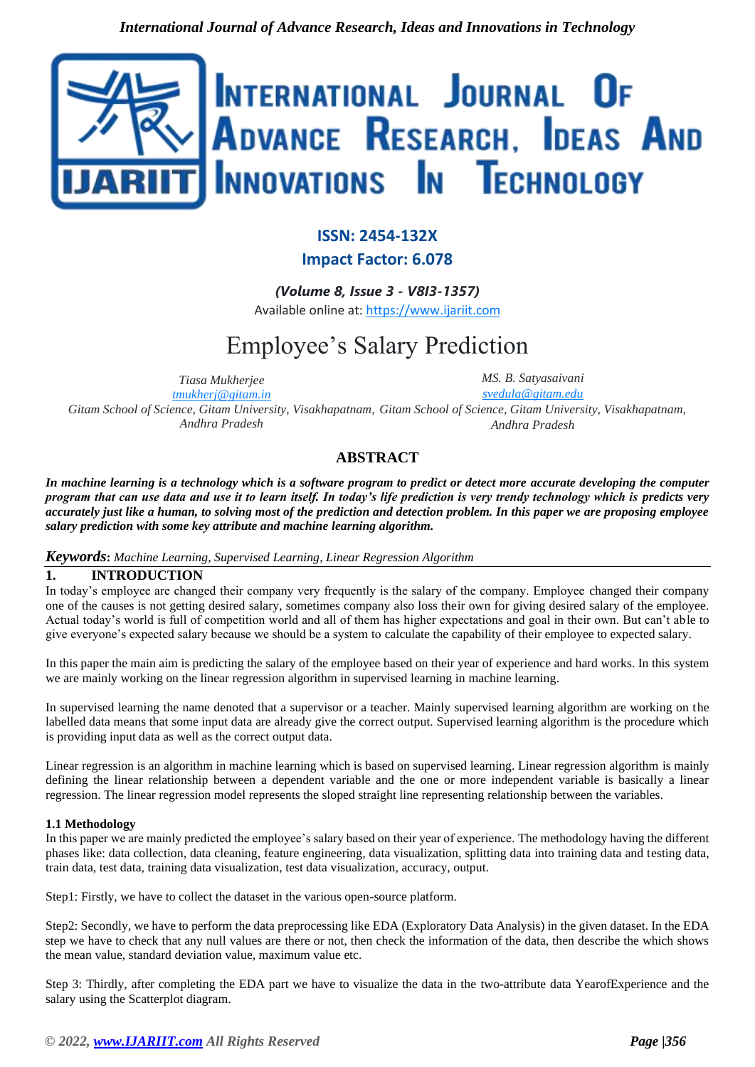**ISSN: 2454-132X**

**Impact Factor: 6.078**

*(Volume 8, Issue 3 - V8I3-1357)*

Available online at: https://www.ijariit.com

# Employee's Salary Prediction

*Tiasa Mukherjee*
*tmukherj@gitam.in*
*Gitam School of Science, Gitam University, Visakhapatnam, Andhra Pradesh*

*MS. B. Satyasaivani*
*svedula@gitam.edu*
*Gitam School of Science, Gitam University, Visakhapatnam, Andhra Pradesh*

## ABSTRACT

***In machine learning is a technology which is a software program to predict or detect more accurate developing the computer program that can use data and use it to learn itself. In today's life prediction is very trendy technology which is predicts very accurately just like a human, to solving most of the prediction and detection problem. In this paper we are proposing employee salary prediction with some key attribute and machine learning algorithm.***

***Keywords**: Machine Learning, Supervised Learning, Linear Regression Algorithm*

## 1. INTRODUCTION

In today's employee are changed their company very frequently is the salary of the company. Employee changed their company one of the causes is not getting desired salary, sometimes company also loss their own for giving desired salary of the employee. Actual today's world is full of competition world and all of them has higher expectations and goal in their own. But can't able to give everyone's expected salary because we should be a system to calculate the capability of their employee to expected salary.

In this paper the main aim is predicting the salary of the employee based on their year of experience and hard works. In this system we are mainly working on the linear regression algorithm in supervised learning in machine learning.

In supervised learning the name denoted that a supervisor or a teacher. Mainly supervised learning algorithm are working on the labelled data means that some input data are already give the correct output. Supervised learning algorithm is the procedure which is providing input data as well as the correct output data.

Linear regression is an algorithm in machine learning which is based on supervised learning. Linear regression algorithm is mainly defining the linear relationship between a dependent variable and the one or more independent variable is basically a linear regression. The linear regression model represents the sloped straight line representing relationship between the variables.

### 1.1 Methodology

In this paper we are mainly predicted the employee's salary based on their year of experience. The methodology having the different phases like: data collection, data cleaning, feature engineering, data visualization, splitting data into training data and testing data, train data, test data, training data visualization, test data visualization, accuracy, output.

Step1: Firstly, we have to collect the dataset in the various open-source platform.

Step2: Secondly, we have to perform the data preprocessing like EDA (Exploratory Data Analysis) in the given dataset. In the EDA step we have to check that any null values are there or not, then check the information of the data, then describe the which shows the mean value, standard deviation value, maximum value etc.

Step 3: Thirdly, after completing the EDA part we have to visualize the data in the two-attribute data YearofExperience and the salary using the Scatterplot diagram.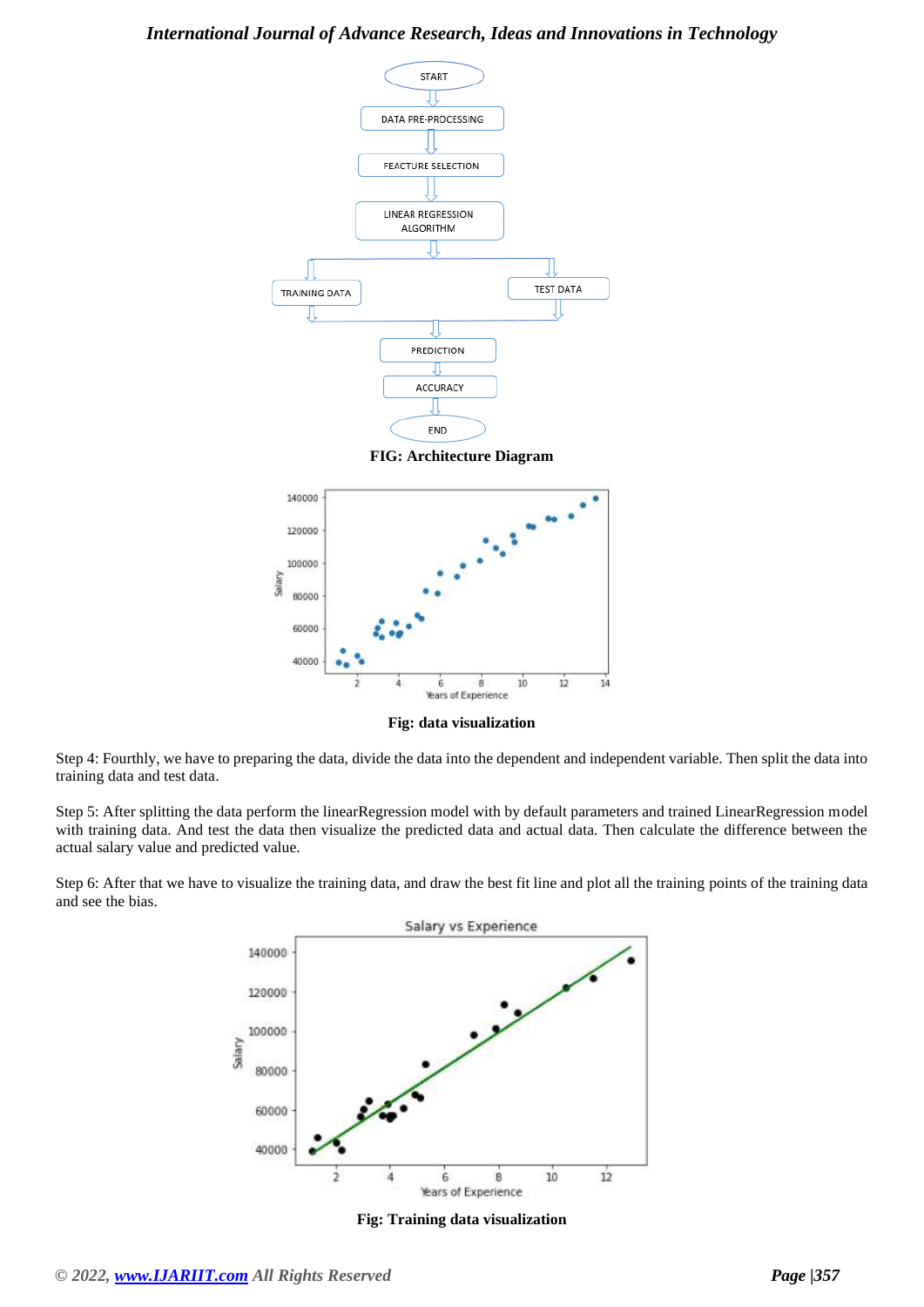FIG: Architecture Diagram

Fig: data visualization

Step 4: Fourthly, we have to preparing the data, divide the data into the dependent and independent variable. Then split the data into training data and test data.

Step 5: After splitting the data perform the linearRegression model with by default parameters and trained LinearRegression model with training data. And test the data then visualize the predicted data and actual data. Then calculate the difference between the actual salary value and predicted value.

Step 6: After that we have to visualize the training data, and draw the best fit line and plot all the training points of the training data and see the bias.

Fig: Training data visualization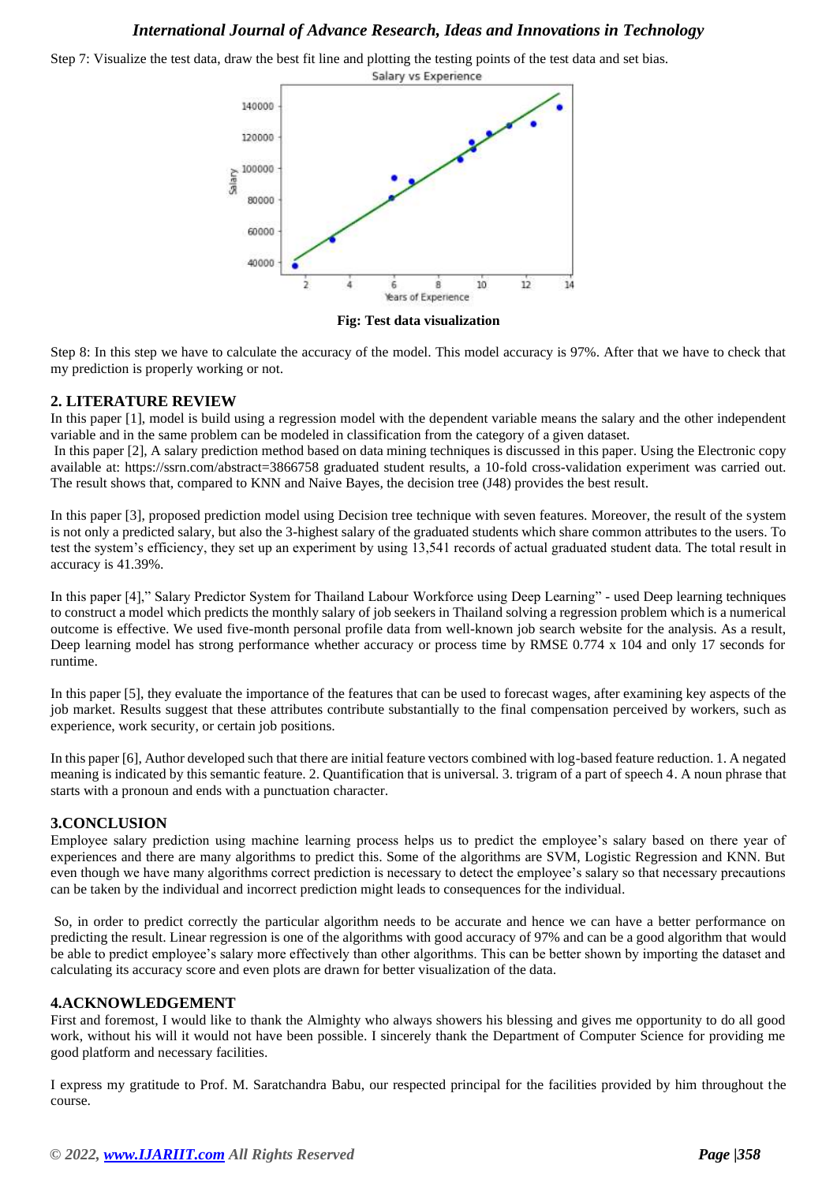Step 7: Visualize the test data, draw the best fit line and plotting the testing points of the test data and set bias.

**Fig: Test data visualization**

Step 8: In this step we have to calculate the accuracy of the model. This model accuracy is 97%. After that we have to check that my prediction is properly working or not.

## 2. LITERATURE REVIEW

In this paper [1], model is build using a regression model with the dependent variable means the salary and the other independent variable and in the same problem can be modeled in classification from the category of a given dataset.

In this paper [2], A salary prediction method based on data mining techniques is discussed in this paper. Using the Electronic copy available at: https://ssrn.com/abstract=3866758 graduated student results, a 10-fold cross-validation experiment was carried out. The result shows that, compared to KNN and Naive Bayes, the decision tree (J48) provides the best result.

In this paper [3], proposed prediction model using Decision tree technique with seven features. Moreover, the result of the system is not only a predicted salary, but also the 3-highest salary of the graduated students which share common attributes to the users. To test the system's efficiency, they set up an experiment by using 13,541 records of actual graduated student data. The total result in accuracy is 41.39%.

In this paper [4]," Salary Predictor System for Thailand Labour Workforce using Deep Learning" - used Deep learning techniques to construct a model which predicts the monthly salary of job seekers in Thailand solving a regression problem which is a numerical outcome is effective. We used five-month personal profile data from well-known job search website for the analysis. As a result, Deep learning model has strong performance whether accuracy or process time by RMSE 0.774 x 104 and only 17 seconds for runtime.

In this paper [5], they evaluate the importance of the features that can be used to forecast wages, after examining key aspects of the job market. Results suggest that these attributes contribute substantially to the final compensation perceived by workers, such as experience, work security, or certain job positions.

In this paper [6], Author developed such that there are initial feature vectors combined with log-based feature reduction. 1. A negated meaning is indicated by this semantic feature. 2. Quantification that is universal. 3. trigram of a part of speech 4. A noun phrase that starts with a pronoun and ends with a punctuation character.

## 3.CONCLUSION

Employee salary prediction using machine learning process helps us to predict the employee's salary based on there year of experiences and there are many algorithms to predict this. Some of the algorithms are SVM, Logistic Regression and KNN. But even though we have many algorithms correct prediction is necessary to detect the employee's salary so that necessary precautions can be taken by the individual and incorrect prediction might leads to consequences for the individual.

So, in order to predict correctly the particular algorithm needs to be accurate and hence we can have a better performance on predicting the result. Linear regression is one of the algorithms with good accuracy of 97% and can be a good algorithm that would be able to predict employee's salary more effectively than other algorithms. This can be better shown by importing the dataset and calculating its accuracy score and even plots are drawn for better visualization of the data.

## 4.ACKNOWLEDGEMENT

First and foremost, I would like to thank the Almighty who always showers his blessing and gives me opportunity to do all good work, without his will it would not have been possible. I sincerely thank the Department of Computer Science for providing me good platform and necessary facilities.

I express my gratitude to Prof. M. Saratchandra Babu, our respected principal for the facilities provided by him throughout the course.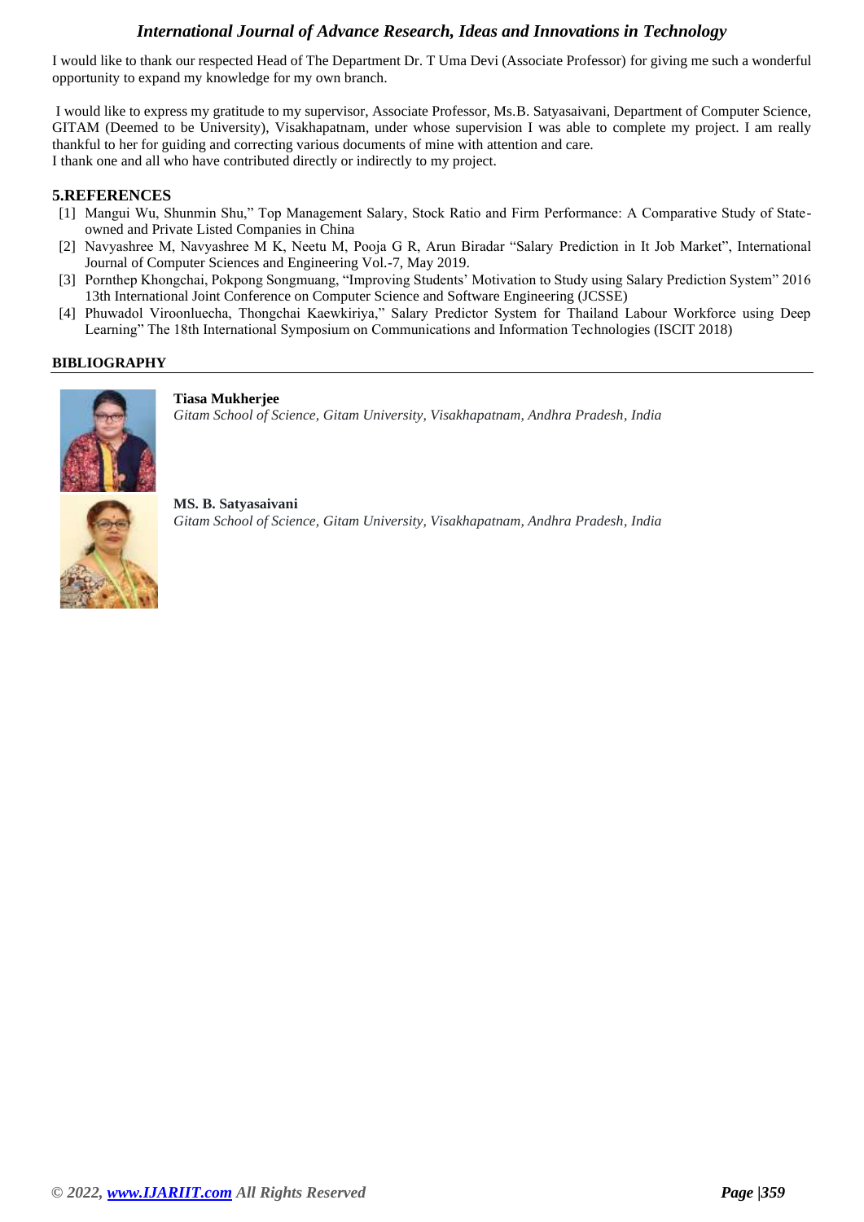I would like to thank our respected Head of The Department Dr. T Uma Devi (Associate Professor) for giving me such a wonderful opportunity to expand my knowledge for my own branch.

I would like to express my gratitude to my supervisor, Associate Professor, Ms.B. Satyasaivani, Department of Computer Science, GITAM (Deemed to be University), Visakhapatnam, under whose supervision I was able to complete my project. I am really thankful to her for guiding and correcting various documents of mine with attention and care.
I thank one and all who have contributed directly or indirectly to my project.

## 5.REFERENCES

[1] Mangui Wu, Shunmin Shu," Top Management Salary, Stock Ratio and Firm Performance: A Comparative Study of State-owned and Private Listed Companies in China

[2] Navyashree M, Navyashree M K, Neetu M, Pooja G R, Arun Biradar "Salary Prediction in It Job Market", International Journal of Computer Sciences and Engineering Vol.-7, May 2019.

[3] Pornthep Khongchai, Pokpong Songmuang, "Improving Students' Motivation to Study using Salary Prediction System" 2016 13th International Joint Conference on Computer Science and Software Engineering (JCSSE)

[4] Phuwadol Viroonluecha, Thongchai Kaewkiriya," Salary Predictor System for Thailand Labour Workforce using Deep Learning" The 18th International Symposium on Communications and Information Technologies (ISCIT 2018)

## BIBLIOGRAPHY

**Tiasa Mukherjee**
*Gitam School of Science, Gitam University, Visakhapatnam, Andhra Pradesh, India*

**MS. B. Satyasaivani**
*Gitam School of Science, Gitam University, Visakhapatnam, Andhra Pradesh, India*